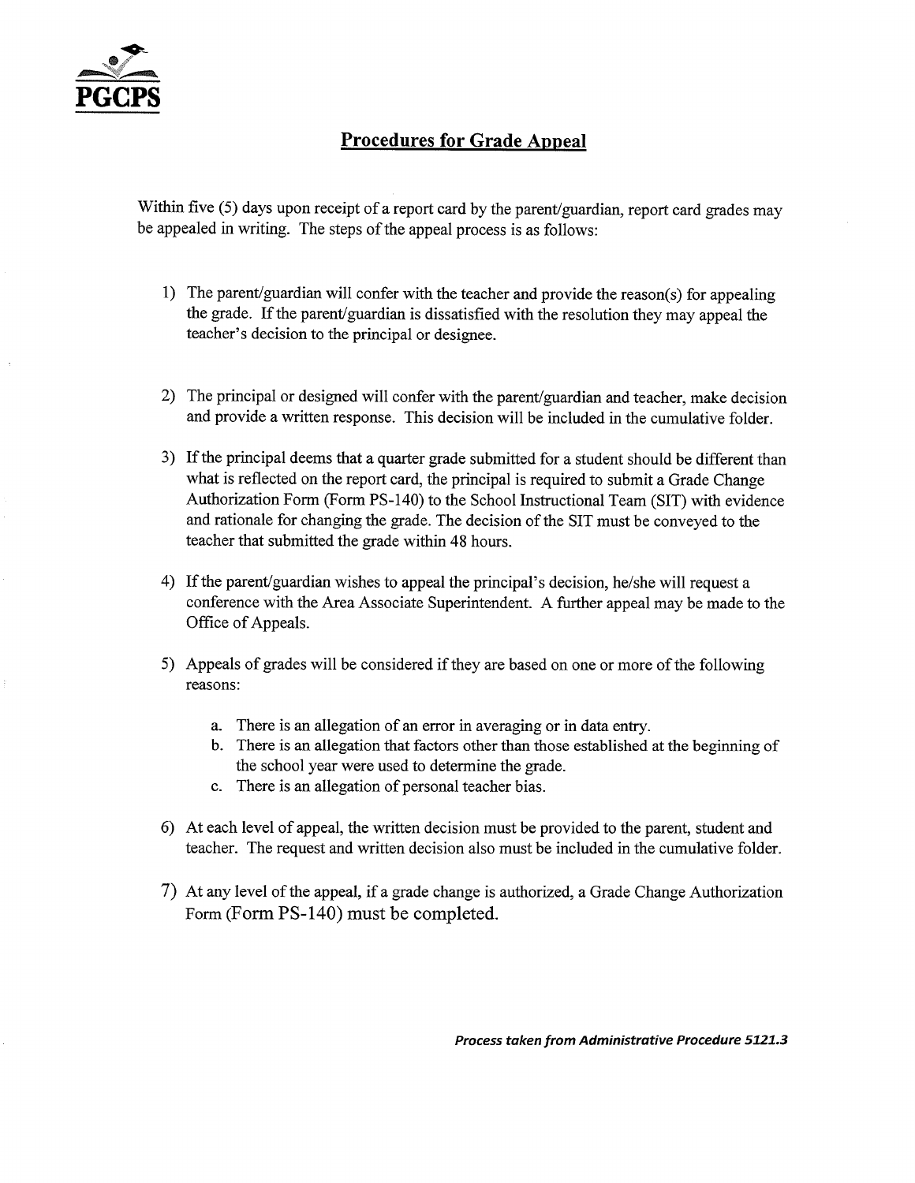**PGCPS**

## Procedures for Grade Appeal

Within five (5) days upon receipt of a report card by the parent/guardian, report card grades may be appealed in writing. The steps of the appeal process is as follows:

1) The parent/guardian will confer with the teacher and provide the reason(s) for appealing the grade. If the parent/guardian is dissatisfied with the resolution they may appeal the teacher's decision to the principal or designee.

2) The principal or designed will confer with the parent/guardian and teacher, make decision and provide a written response. This decision will be included in the cumulative folder.

3) If the principal deems that a quarter grade submitted for a student should be different than what is reflected on the report card, the principal is required to submit a Grade Change Authorization Form (Form PS-140) to the School Instructional Team (SIT) with evidence and rationale for changing the grade. The decision of the SIT must be conveyed to the teacher that submitted the grade within 48 hours.

4) If the parent/guardian wishes to appeal the principal's decision, he/she will request a conference with the Area Associate Superintendent. A further appeal may be made to the Office of Appeals.

5) Appeals of grades will be considered if they are based on one or more of the following reasons:

    a. There is an allegation of an error in averaging or in data entry.
    b. There is an allegation that factors other than those established at the beginning of the school year were used to determine the grade.
    c. There is an allegation of personal teacher bias.

6) At each level of appeal, the written decision must be provided to the parent, student and teacher. The request and written decision also must be included in the cumulative folder.

7) At any level of the appeal, if a grade change is authorized, a Grade Change Authorization Form (Form PS-140) must be completed.

***Process taken from Administrative Procedure 5121.3***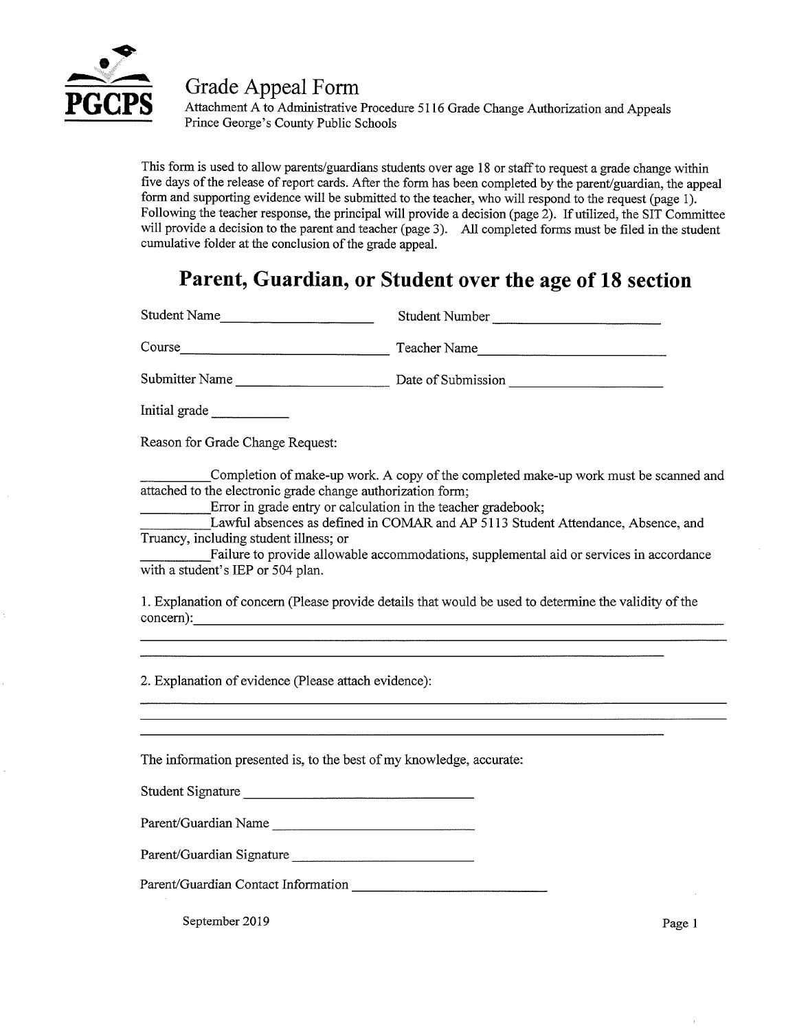# Grade Appeal Form

Attachment A to Administrative Procedure 5116 Grade Change Authorization and Appeals
Prince George's County Public Schools

This form is used to allow parents/guardians students over age 18 or staff to request a grade change within five days of the release of report cards. After the form has been completed by the parent/guardian, the appeal form and supporting evidence will be submitted to the teacher, who will respond to the request (page 1). Following the teacher response, the principal will provide a decision (page 2). If utilized, the SIT Committee will provide a decision to the parent and teacher (page 3). All completed forms must be filed in the student cumulative folder at the conclusion of the grade appeal.

## Parent, Guardian, or Student over the age of 18 section

Student Name____________________ Student Number ____________________

Course____________________________ Teacher Name________________________

Submitter Name ____________________ Date of Submission ____________________

Initial grade __________

Reason for Grade Change Request:

_________Completion of make-up work. A copy of the completed make-up work must be scanned and attached to the electronic grade change authorization form;
_________Error in grade entry or calculation in the teacher gradebook;
_________Lawful absences as defined in COMAR and AP 5113 Student Attendance, Absence, and Truancy, including student illness; or
_________Failure to provide allowable accommodations, supplemental aid or services in accordance with a student's IEP or 504 plan.

1. Explanation of concern (Please provide details that would be used to determine the validity of the concern):______________________________________________________________________
______________________________________________________________________________
______________________________________________________________________

2. Explanation of evidence (Please attach evidence):
______________________________________________________________________________
______________________________________________________________________________
______________________________________________________________________

The information presented is, to the best of my knowledge, accurate:

Student Signature ______________________________

Parent/Guardian Name ___________________________

Parent/Guardian Signature _______________________

Parent/Guardian Contact Information __________________________

September 2019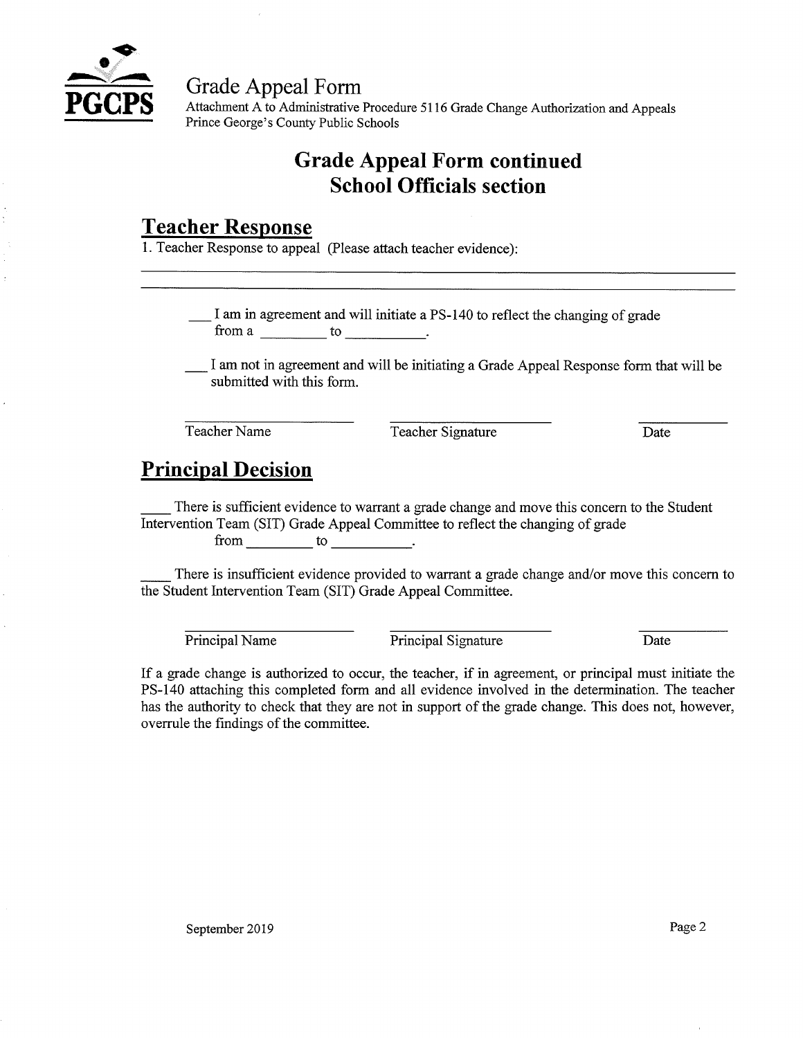# Grade Appeal Form

Attachment A to Administrative Procedure 5116 Grade Change Authorization and Appeals
Prince George's County Public Schools

## Grade Appeal Form continued
## School Officials section

## Teacher Response

1. Teacher Response to appeal (Please attach teacher evidence):

______________________________________________________________________________

______________________________________________________________________________

___ I am in agreement and will initiate a PS-140 to reflect the changing of grade from a ________ to __________.

___ I am not in agreement and will be initiating a Grade Appeal Response form that will be submitted with this form.

______________________ ______________________ __________
Teacher Name Teacher Signature Date

## Principal Decision

____ There is sufficient evidence to warrant a grade change and move this concern to the Student Intervention Team (SIT) Grade Appeal Committee to reflect the changing of grade from ________ to __________.

____ There is insufficient evidence provided to warrant a grade change and/or move this concern to the Student Intervention Team (SIT) Grade Appeal Committee.

______________________ ______________________ __________
Principal Name Principal Signature Date

If a grade change is authorized to occur, the teacher, if in agreement, or principal must initiate the PS-140 attaching this completed form and all evidence involved in the determination. The teacher has the authority to check that they are not in support of the grade change. This does not, however, overrule the findings of the committee.

September 2019